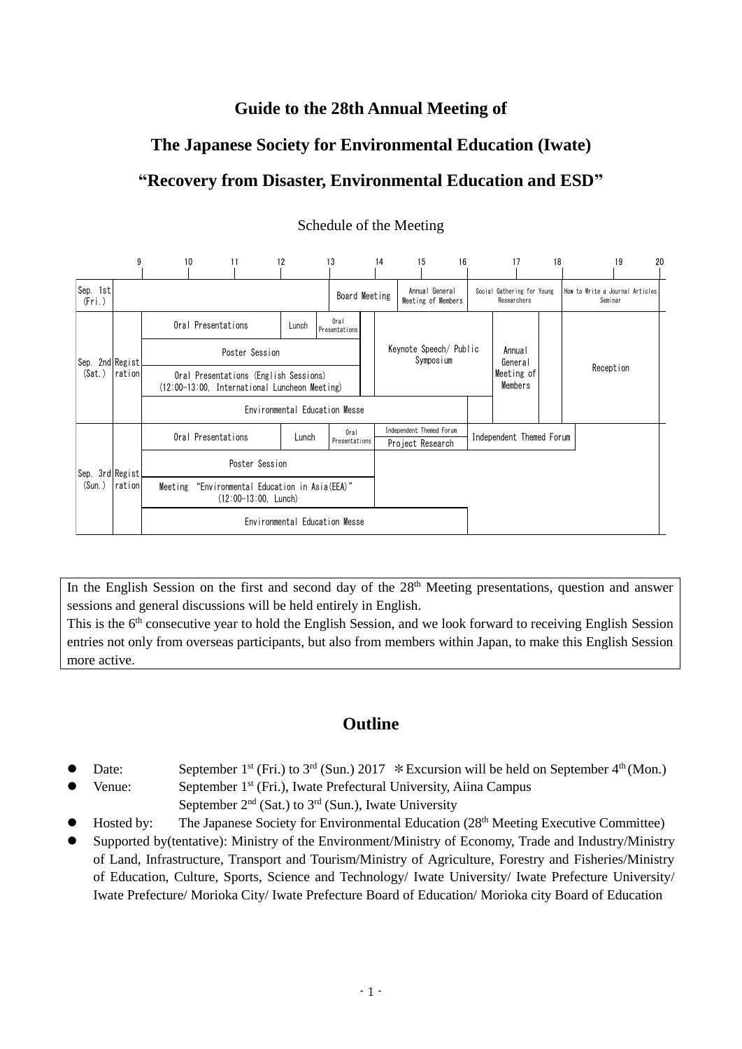# Guide to the 28th Annual Meeting of

# The Japanese Society for Environmental Education (Iwate)

# "Recovery from Disaster, Environmental Education and ESD"

Schedule of the Meeting

| | 9 | 10–12 | 12–13 | 13–14 | 14–16 | 16–18 | 18–20 |
|---|---|---|---|---|---|---|---|
| Sep. 1st (Fri.) | | | | Board Meeting | Annual General Meeting of Members | Social Gathering for Young Researchers | How to Write a Journal Articles Seminar |
| Sep. 2nd (Sat.) | Registration | Oral Presentations | Lunch | Oral Presentations | Keynote Speech/ Public Symposium | Annual General Meeting of Members | Reception |
| | | Poster Session | | | | | |
| | | Oral Presentations (English Sessions) (12:00-13:00, International Luncheon Meeting) | | | | | |
| | | Environmental Education Messe | | | | | |
| Sep. 3rd (Sun.) | Registration | Oral Presentations | Lunch | Oral Presentations | Independent Themed Forum / Project Research | Independent Themed Forum | |
| | | Poster Session | | | | | |
| | | Meeting "Environmental Education in Asia(EEA)" (12:00-13:00, Lunch) | | | | | |
| | | Environmental Education Messe | | | | | |

In the English Session on the first and second day of the 28th Meeting presentations, question and answer sessions and general discussions will be held entirely in English.
This is the 6th consecutive year to hold the English Session, and we look forward to receiving English Session entries not only from overseas participants, but also from members within Japan, to make this English Session more active.

## Outline

- Date: September 1st (Fri.) to 3rd (Sun.) 2017 ＊Excursion will be held on September 4th (Mon.)
- Venue: September 1st (Fri.), Iwate Prefectural University, Aiina Campus
  September 2nd (Sat.) to 3rd (Sun.), Iwate University
- Hosted by: The Japanese Society for Environmental Education (28th Meeting Executive Committee)
- Supported by(tentative): Ministry of the Environment/Ministry of Economy, Trade and Industry/Ministry of Land, Infrastructure, Transport and Tourism/Ministry of Agriculture, Forestry and Fisheries/Ministry of Education, Culture, Sports, Science and Technology/ Iwate University/ Iwate Prefecture University/ Iwate Prefecture/ Morioka City/ Iwate Prefecture Board of Education/ Morioka city Board of Education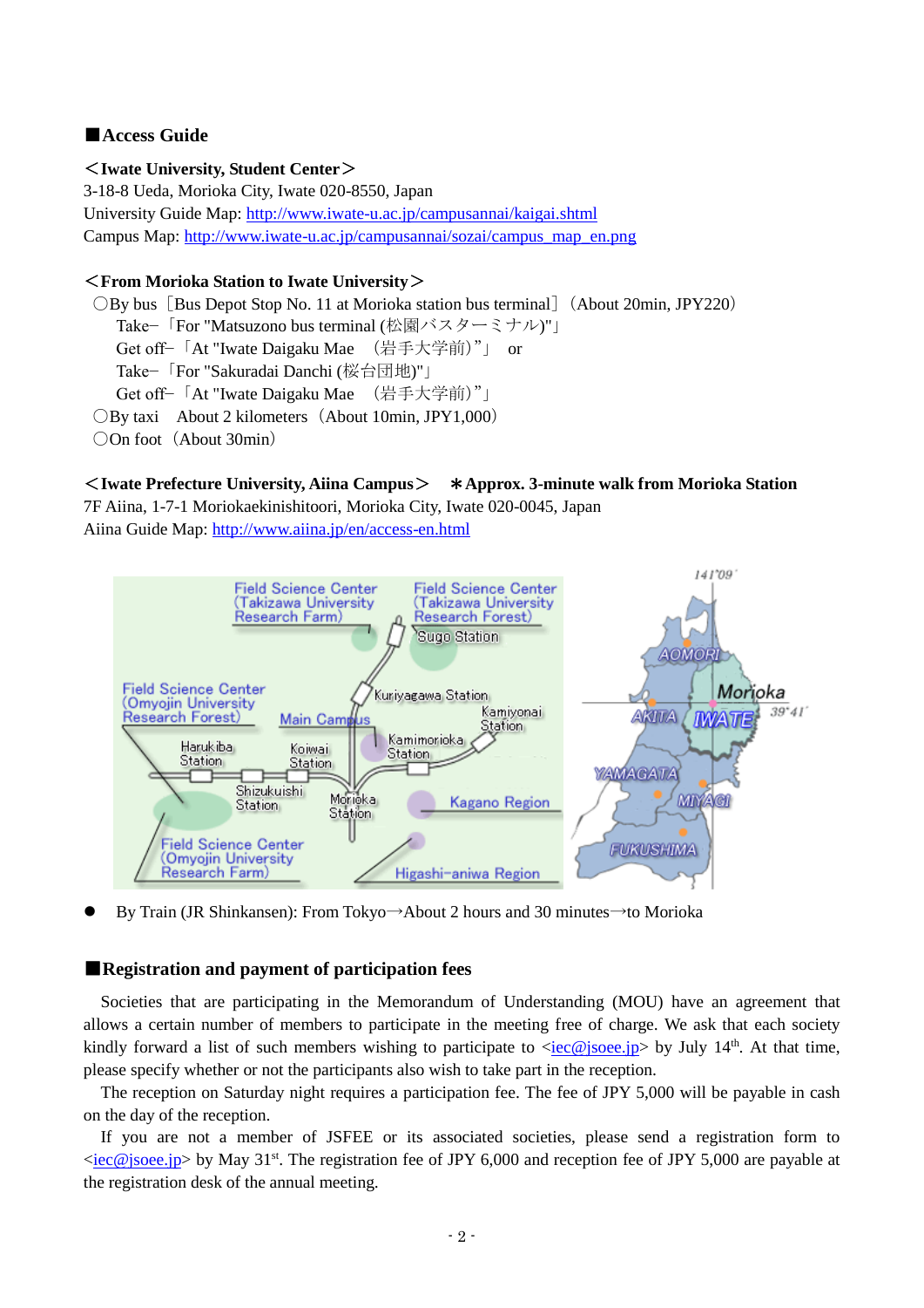## ■Access Guide

**＜Iwate University, Student Center＞**
3-18-8 Ueda, Morioka City, Iwate 020-8550, Japan
University Guide Map: http://www.iwate-u.ac.jp/campusannai/kaigai.shtml
Campus Map: http://www.iwate-u.ac.jp/campusannai/sozai/campus_map_en.png

**＜From Morioka Station to Iwate University＞**
○By bus［Bus Depot Stop No. 11 at Morioka station bus terminal］（About 20min, JPY220）
Take−「For "Matsuzono bus terminal (松園バスターミナル)"」
Get off−「At "Iwate Daigaku Mae （岩手大学前）"」 or
Take−「For "Sakuradai Danchi (桜台団地)"」
Get off−「At "Iwate Daigaku Mae （岩手大学前）"」
○By taxi About 2 kilometers（About 10min, JPY1,000）
○On foot（About 30min）

**＜Iwate Prefecture University, Aiina Campus＞ ＊Approx. 3-minute walk from Morioka Station**
7F Aiina, 1-7-1 Moriokaekinishitoori, Morioka City, Iwate 020-0045, Japan
Aiina Guide Map: http://www.aiina.jp/en/access-en.html

- By Train (JR Shinkansen): From Tokyo→About 2 hours and 30 minutes→to Morioka

## ■Registration and payment of participation fees

Societies that are participating in the Memorandum of Understanding (MOU) have an agreement that allows a certain number of members to participate in the meeting free of charge. We ask that each society kindly forward a list of such members wishing to participate to <iec@jsoee.jp> by July 14th. At that time, please specify whether or not the participants also wish to take part in the reception.

The reception on Saturday night requires a participation fee. The fee of JPY 5,000 will be payable in cash on the day of the reception.

If you are not a member of JSFEE or its associated societies, please send a registration form to <iec@jsoee.jp> by May 31st. The registration fee of JPY 6,000 and reception fee of JPY 5,000 are payable at the registration desk of the annual meeting.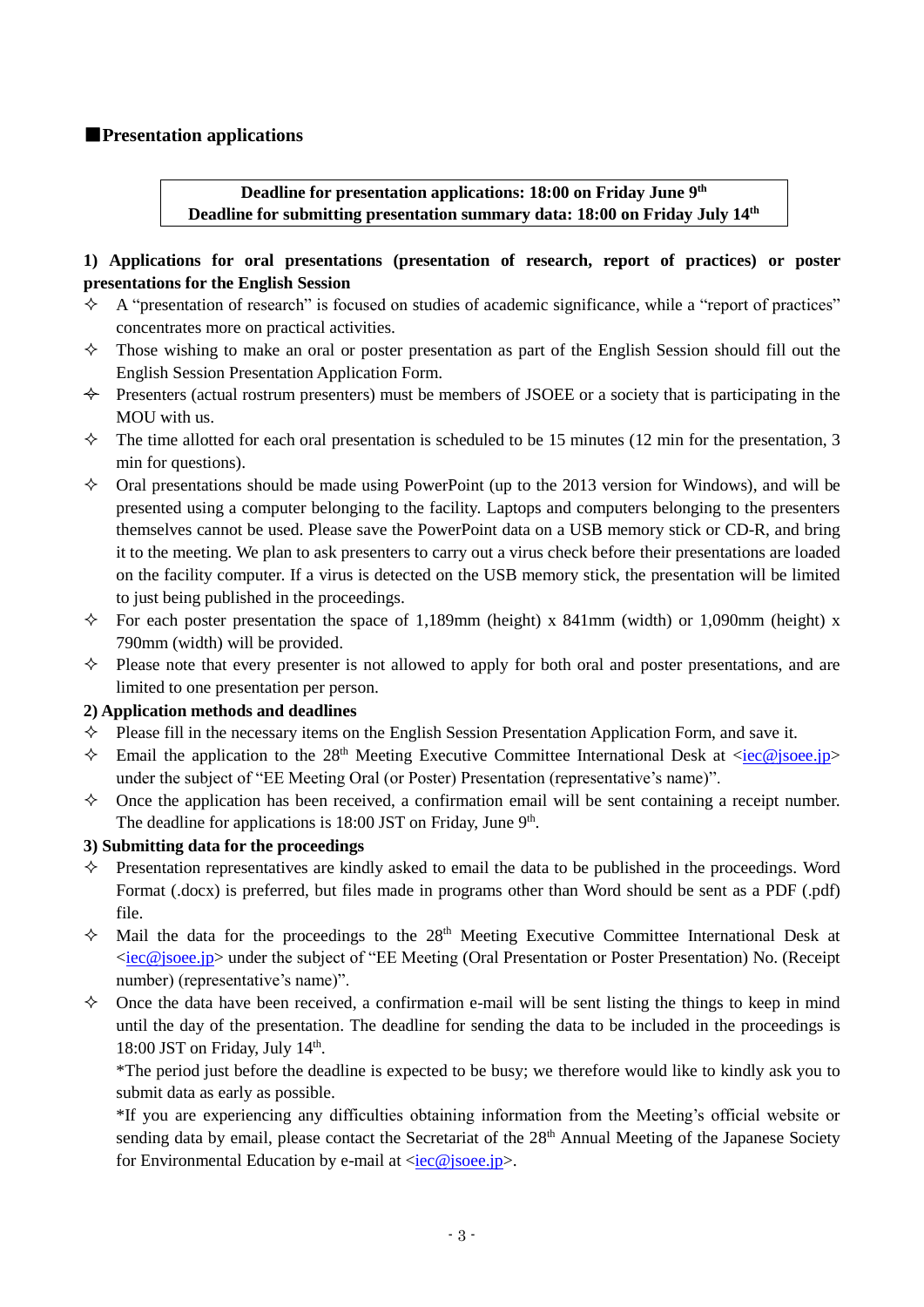## ■Presentation applications

**Deadline for presentation applications: 18:00 on Friday June 9th**
**Deadline for submitting presentation summary data: 18:00 on Friday July 14th**

### 1) Applications for oral presentations (presentation of research, report of practices) or poster presentations for the English Session

- ✧ A "presentation of research" is focused on studies of academic significance, while a "report of practices" concentrates more on practical activities.
- ✧ Those wishing to make an oral or poster presentation as part of the English Session should fill out the English Session Presentation Application Form.
- ✧ Presenters (actual rostrum presenters) must be members of JSOEE or a society that is participating in the MOU with us.
- ✧ The time allotted for each oral presentation is scheduled to be 15 minutes (12 min for the presentation, 3 min for questions).
- ✧ Oral presentations should be made using PowerPoint (up to the 2013 version for Windows), and will be presented using a computer belonging to the facility. Laptops and computers belonging to the presenters themselves cannot be used. Please save the PowerPoint data on a USB memory stick or CD-R, and bring it to the meeting. We plan to ask presenters to carry out a virus check before their presentations are loaded on the facility computer. If a virus is detected on the USB memory stick, the presentation will be limited to just being published in the proceedings.
- ✧ For each poster presentation the space of 1,189mm (height) x 841mm (width) or 1,090mm (height) x 790mm (width) will be provided.
- ✧ Please note that every presenter is not allowed to apply for both oral and poster presentations, and are limited to one presentation per person.

### 2) Application methods and deadlines

- ✧ Please fill in the necessary items on the English Session Presentation Application Form, and save it.
- ✧ Email the application to the 28th Meeting Executive Committee International Desk at <iec@jsoee.jp> under the subject of "EE Meeting Oral (or Poster) Presentation (representative's name)".
- ✧ Once the application has been received, a confirmation email will be sent containing a receipt number. The deadline for applications is 18:00 JST on Friday, June 9th.

### 3) Submitting data for the proceedings

- ✧ Presentation representatives are kindly asked to email the data to be published in the proceedings. Word Format (.docx) is preferred, but files made in programs other than Word should be sent as a PDF (.pdf) file.
- ✧ Mail the data for the proceedings to the 28th Meeting Executive Committee International Desk at <iec@jsoee.jp> under the subject of "EE Meeting (Oral Presentation or Poster Presentation) No. (Receipt number) (representative's name)".
- ✧ Once the data have been received, a confirmation e-mail will be sent listing the things to keep in mind until the day of the presentation. The deadline for sending the data to be included in the proceedings is 18:00 JST on Friday, July 14th.

  *The period just before the deadline is expected to be busy; we therefore would like to kindly ask you to submit data as early as possible.

  *If you are experiencing any difficulties obtaining information from the Meeting's official website or sending data by email, please contact the Secretariat of the 28th Annual Meeting of the Japanese Society for Environmental Education by e-mail at <iec@jsoee.jp>.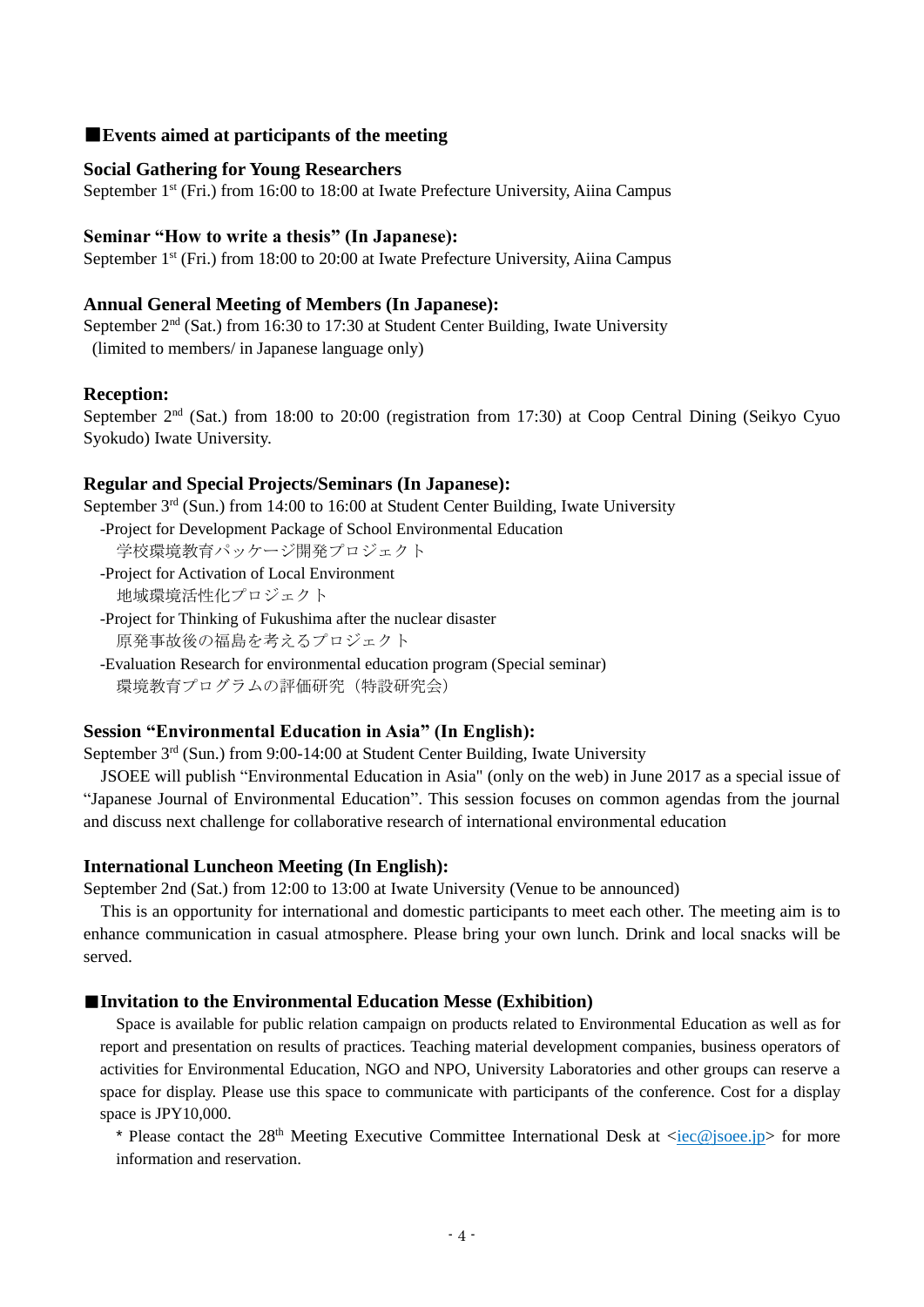## ■Events aimed at participants of the meeting

### Social Gathering for Young Researchers

September 1st (Fri.) from 16:00 to 18:00 at Iwate Prefecture University, Aiina Campus

### Seminar "How to write a thesis" (In Japanese):

September 1st (Fri.) from 18:00 to 20:00 at Iwate Prefecture University, Aiina Campus

### Annual General Meeting of Members (In Japanese):

September 2nd (Sat.) from 16:30 to 17:30 at Student Center Building, Iwate University
(limited to members/ in Japanese language only)

### Reception:

September 2nd (Sat.) from 18:00 to 20:00 (registration from 17:30) at Coop Central Dining (Seikyo Cyuo Syokudo) Iwate University.

### Regular and Special Projects/Seminars (In Japanese):

September 3rd (Sun.) from 14:00 to 16:00 at Student Center Building, Iwate University

- -Project for Development Package of School Environmental Education
  学校環境教育パッケージ開発プロジェクト
- -Project for Activation of Local Environment
  地域環境活性化プロジェクト
- -Project for Thinking of Fukushima after the nuclear disaster
  原発事故後の福島を考えるプロジェクト
- -Evaluation Research for environmental education program (Special seminar)
  環境教育プログラムの評価研究（特設研究会）

### Session "Environmental Education in Asia" (In English):

September 3rd (Sun.) from 9:00-14:00 at Student Center Building, Iwate University

JSOEE will publish "Environmental Education in Asia" (only on the web) in June 2017 as a special issue of "Japanese Journal of Environmental Education". This session focuses on common agendas from the journal and discuss next challenge for collaborative research of international environmental education

### International Luncheon Meeting (In English):

September 2nd (Sat.) from 12:00 to 13:00 at Iwate University (Venue to be announced)

This is an opportunity for international and domestic participants to meet each other. The meeting aim is to enhance communication in casual atmosphere. Please bring your own lunch. Drink and local snacks will be served.

## ■Invitation to the Environmental Education Messe (Exhibition)

Space is available for public relation campaign on products related to Environmental Education as well as for report and presentation on results of practices. Teaching material development companies, business operators of activities for Environmental Education, NGO and NPO, University Laboratories and other groups can reserve a space for display. Please use this space to communicate with participants of the conference. Cost for a display space is JPY10,000.

* Please contact the 28th Meeting Executive Committee International Desk at <iec@jsoee.jp> for more information and reservation.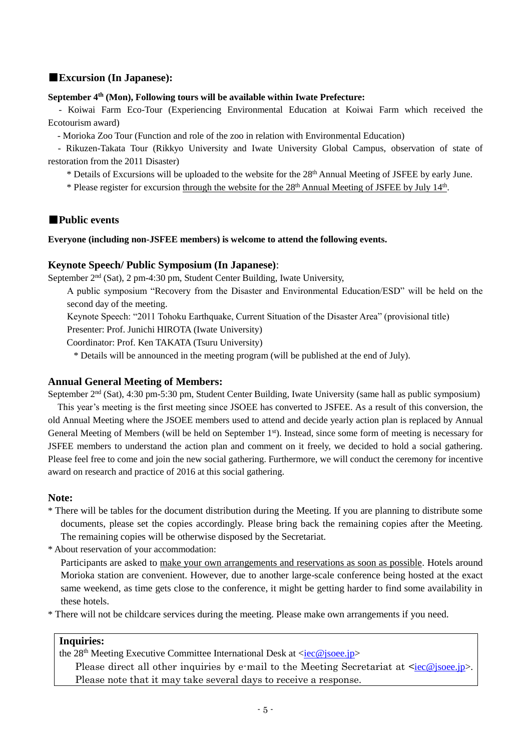## ■Excursion (In Japanese):

**September 4th (Mon), Following tours will be available within Iwate Prefecture:**

- Koiwai Farm Eco-Tour (Experiencing Environmental Education at Koiwai Farm which received the Ecotourism award)
- Morioka Zoo Tour (Function and role of the zoo in relation with Environmental Education)
- Rikuzen-Takata Tour (Rikkyo University and Iwate University Global Campus, observation of state of restoration from the 2011 Disaster)

  * Details of Excursions will be uploaded to the website for the 28th Annual Meeting of JSFEE by early June.

  * Please register for excursion through the website for the 28th Annual Meeting of JSFEE by July 14th.

## ■Public events

**Everyone (including non-JSFEE members) is welcome to attend the following events.**

### Keynote Speech/ Public Symposium (In Japanese):

September 2nd (Sat), 2 pm-4:30 pm, Student Center Building, Iwate University,

A public symposium "Recovery from the Disaster and Environmental Education/ESD" will be held on the second day of the meeting.

Keynote Speech: "2011 Tohoku Earthquake, Current Situation of the Disaster Area" (provisional title)

Presenter: Prof. Junichi HIROTA (Iwate University)

Coordinator: Prof. Ken TAKATA (Tsuru University)

* Details will be announced in the meeting program (will be published at the end of July).

### Annual General Meeting of Members:

September 2nd (Sat), 4:30 pm-5:30 pm, Student Center Building, Iwate University (same hall as public symposium)

This year's meeting is the first meeting since JSOEE has converted to JSFEE. As a result of this conversion, the old Annual Meeting where the JSOEE members used to attend and decide yearly action plan is replaced by Annual General Meeting of Members (will be held on September 1st). Instead, since some form of meeting is necessary for JSFEE members to understand the action plan and comment on it freely, we decided to hold a social gathering. Please feel free to come and join the new social gathering. Furthermore, we will conduct the ceremony for incentive award on research and practice of 2016 at this social gathering.

### Note:

* There will be tables for the document distribution during the Meeting. If you are planning to distribute some documents, please set the copies accordingly. Please bring back the remaining copies after the Meeting. The remaining copies will be otherwise disposed by the Secretariat.
* About reservation of your accommodation:

  Participants are asked to make your own arrangements and reservations as soon as possible. Hotels around Morioka station are convenient. However, due to another large-scale conference being hosted at the exact same weekend, as time gets close to the conference, it might be getting harder to find some availability in these hotels.
* There will not be childcare services during the meeting. Please make own arrangements if you need.

**Inquiries:**

the 28th Meeting Executive Committee International Desk at <iec@jsoee.jp>

Please direct all other inquiries by e-mail to the Meeting Secretariat at <iec@jsoee.jp>. Please note that it may take several days to receive a response.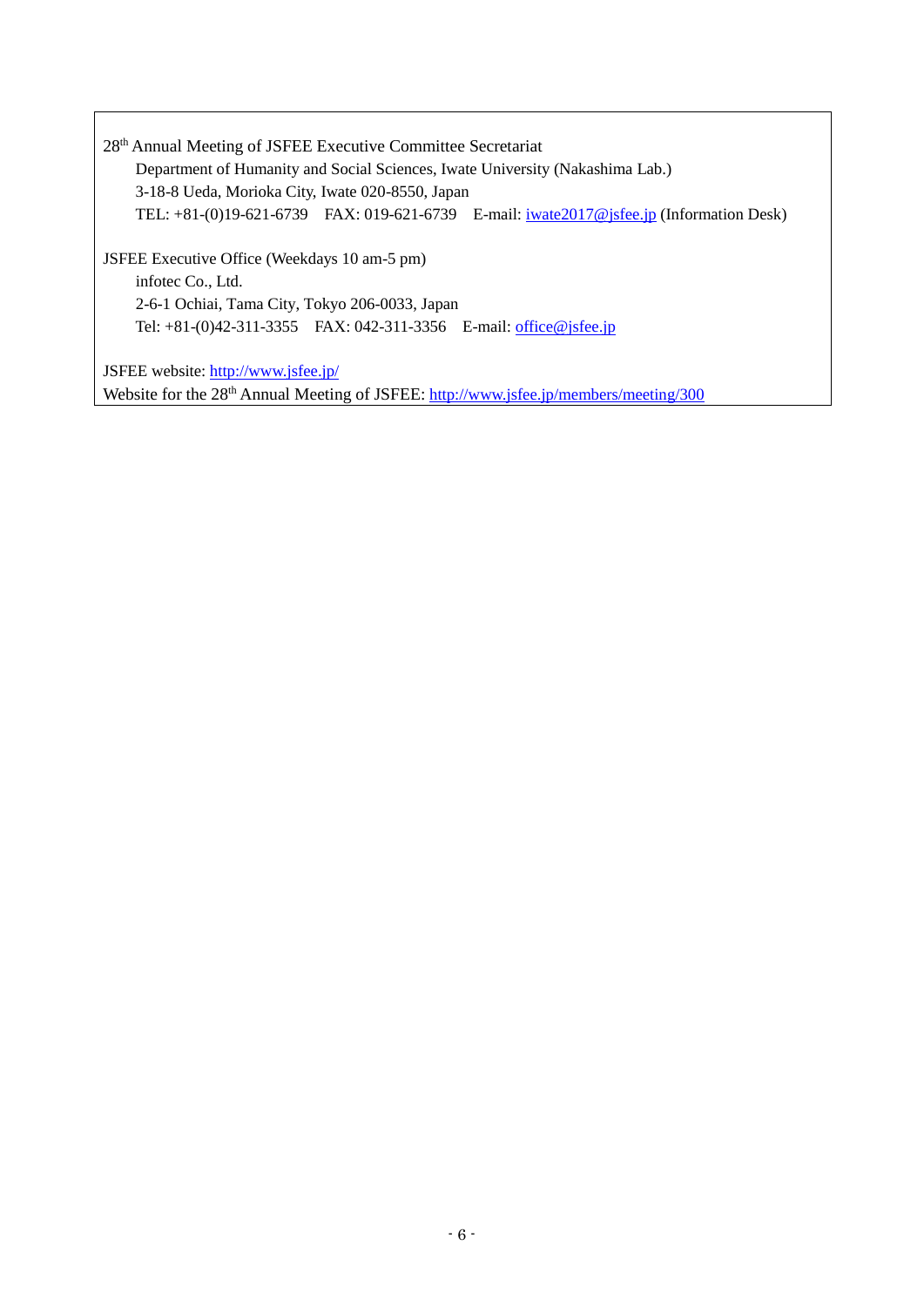28th Annual Meeting of JSFEE Executive Committee Secretariat

Department of Humanity and Social Sciences, Iwate University (Nakashima Lab.)
3-18-8 Ueda, Morioka City, Iwate 020-8550, Japan
TEL: +81-(0)19-621-6739　FAX: 019-621-6739　E-mail: iwate2017@jsfee.jp (Information Desk)

JSFEE Executive Office (Weekdays 10 am-5 pm)

infotec Co., Ltd.
2-6-1 Ochiai, Tama City, Tokyo 206-0033, Japan
Tel: +81-(0)42-311-3355　FAX: 042-311-3356　E-mail: office@jsfee.jp

JSFEE website: http://www.jsfee.jp/
Website for the 28th Annual Meeting of JSFEE: http://www.jsfee.jp/members/meeting/300